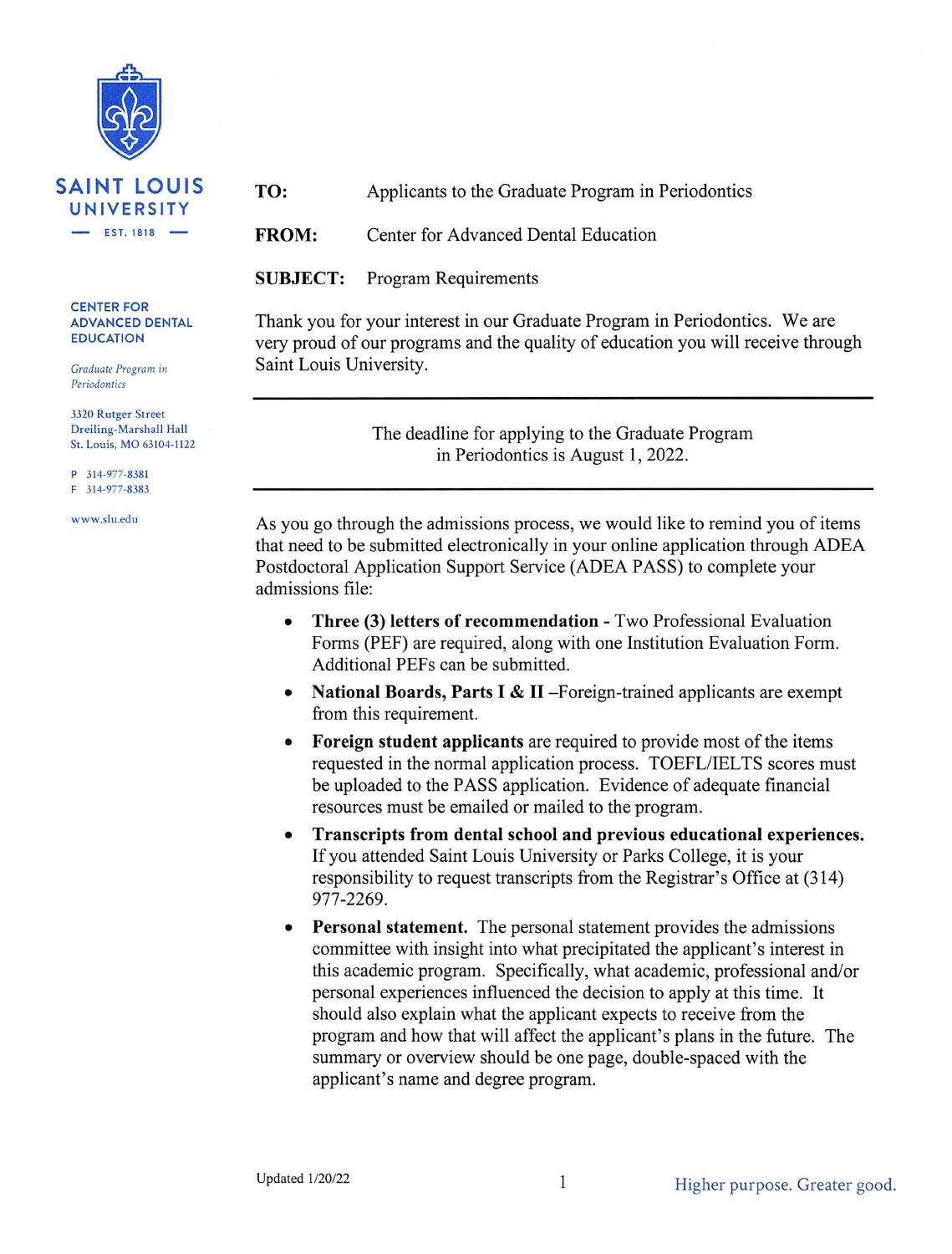**SAINT LOUIS UNIVERSITY**
EST. 1818

**CENTER FOR ADVANCED DENTAL EDUCATION**

*Graduate Program in Periodontics*

3320 Rutger Street
Dreiling-Marshall Hall
St. Louis, MO 63104-1122

P 314-977-8381
F 314-977-8383

www.slu.edu

**TO:** Applicants to the Graduate Program in Periodontics

**FROM:** Center for Advanced Dental Education

**SUBJECT:** Program Requirements

Thank you for your interest in our Graduate Program in Periodontics. We are very proud of our programs and the quality of education you will receive through Saint Louis University.

---

The deadline for applying to the Graduate Program in Periodontics is August 1, 2022.

---

As you go through the admissions process, we would like to remind you of items that need to be submitted electronically in your online application through ADEA Postdoctoral Application Support Service (ADEA PASS) to complete your admissions file:

- **Three (3) letters of recommendation -** Two Professional Evaluation Forms (PEF) are required, along with one Institution Evaluation Form. Additional PEFs can be submitted.
- **National Boards, Parts I & II** –Foreign-trained applicants are exempt from this requirement.
- **Foreign student applicants** are required to provide most of the items requested in the normal application process. TOEFL/IELTS scores must be uploaded to the PASS application. Evidence of adequate financial resources must be emailed or mailed to the program.
- **Transcripts from dental school and previous educational experiences.** If you attended Saint Louis University or Parks College, it is your responsibility to request transcripts from the Registrar's Office at (314) 977-2269.
- **Personal statement.** The personal statement provides the admissions committee with insight into what precipitated the applicant's interest in this academic program. Specifically, what academic, professional and/or personal experiences influenced the decision to apply at this time. It should also explain what the applicant expects to receive from the program and how that will affect the applicant's plans in the future. The summary or overview should be one page, double-spaced with the applicant's name and degree program.

Updated 1/20/22

Higher purpose. Greater good.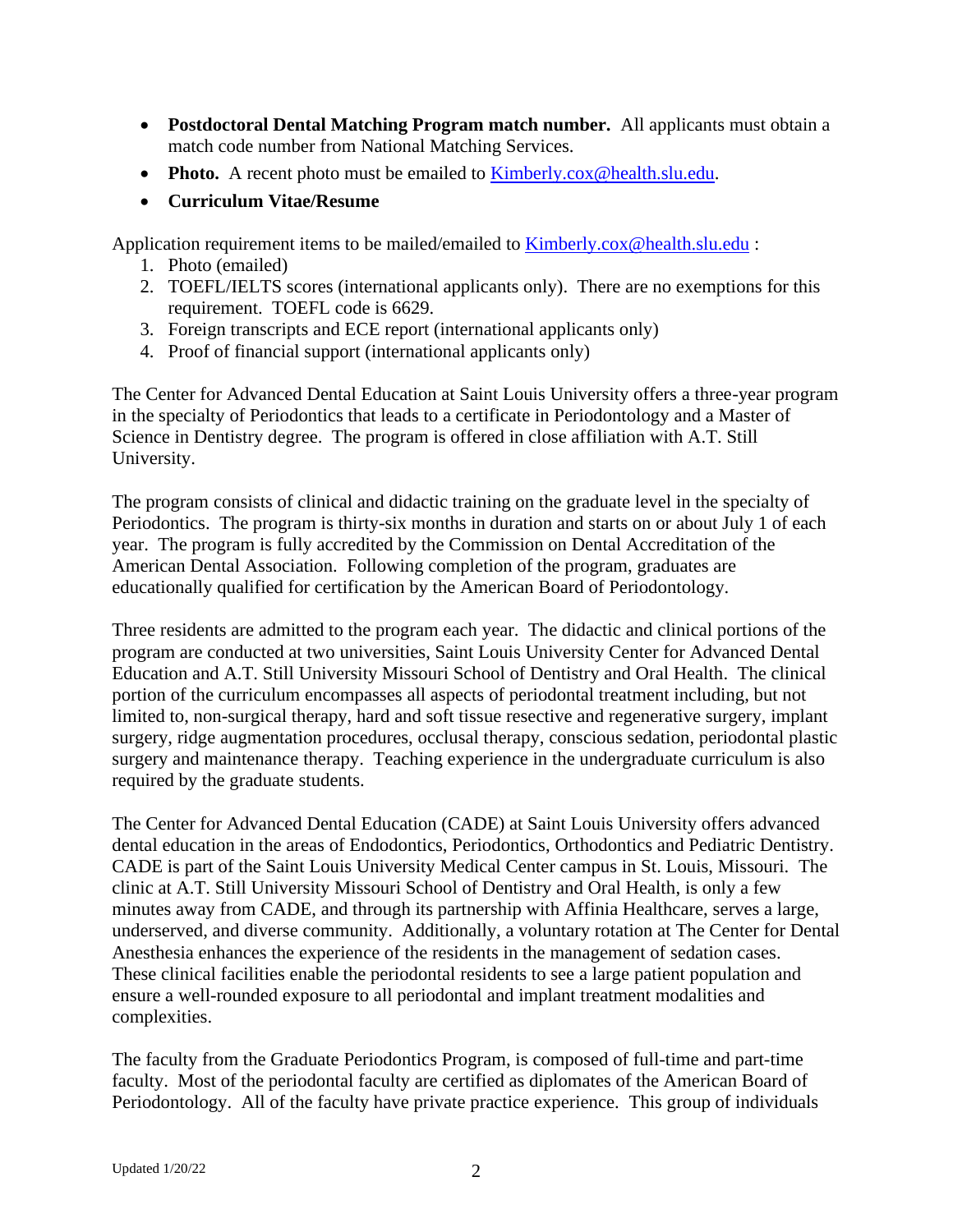- **Postdoctoral Dental Matching Program match number.** All applicants must obtain a match code number from National Matching Services.
- **Photo.** A recent photo must be emailed to Kimberly.cox@health.slu.edu.
- **Curriculum Vitae/Resume**

Application requirement items to be mailed/emailed to Kimberly.cox@health.slu.edu :

1. Photo (emailed)
2. TOEFL/IELTS scores (international applicants only). There are no exemptions for this requirement. TOEFL code is 6629.
3. Foreign transcripts and ECE report (international applicants only)
4. Proof of financial support (international applicants only)

The Center for Advanced Dental Education at Saint Louis University offers a three-year program in the specialty of Periodontics that leads to a certificate in Periodontology and a Master of Science in Dentistry degree. The program is offered in close affiliation with A.T. Still University.

The program consists of clinical and didactic training on the graduate level in the specialty of Periodontics. The program is thirty-six months in duration and starts on or about July 1 of each year. The program is fully accredited by the Commission on Dental Accreditation of the American Dental Association. Following completion of the program, graduates are educationally qualified for certification by the American Board of Periodontology.

Three residents are admitted to the program each year. The didactic and clinical portions of the program are conducted at two universities, Saint Louis University Center for Advanced Dental Education and A.T. Still University Missouri School of Dentistry and Oral Health. The clinical portion of the curriculum encompasses all aspects of periodontal treatment including, but not limited to, non-surgical therapy, hard and soft tissue resective and regenerative surgery, implant surgery, ridge augmentation procedures, occlusal therapy, conscious sedation, periodontal plastic surgery and maintenance therapy. Teaching experience in the undergraduate curriculum is also required by the graduate students.

The Center for Advanced Dental Education (CADE) at Saint Louis University offers advanced dental education in the areas of Endodontics, Periodontics, Orthodontics and Pediatric Dentistry. CADE is part of the Saint Louis University Medical Center campus in St. Louis, Missouri. The clinic at A.T. Still University Missouri School of Dentistry and Oral Health, is only a few minutes away from CADE, and through its partnership with Affinia Healthcare, serves a large, underserved, and diverse community. Additionally, a voluntary rotation at The Center for Dental Anesthesia enhances the experience of the residents in the management of sedation cases. These clinical facilities enable the periodontal residents to see a large patient population and ensure a well-rounded exposure to all periodontal and implant treatment modalities and complexities.

The faculty from the Graduate Periodontics Program, is composed of full-time and part-time faculty. Most of the periodontal faculty are certified as diplomates of the American Board of Periodontology. All of the faculty have private practice experience. This group of individuals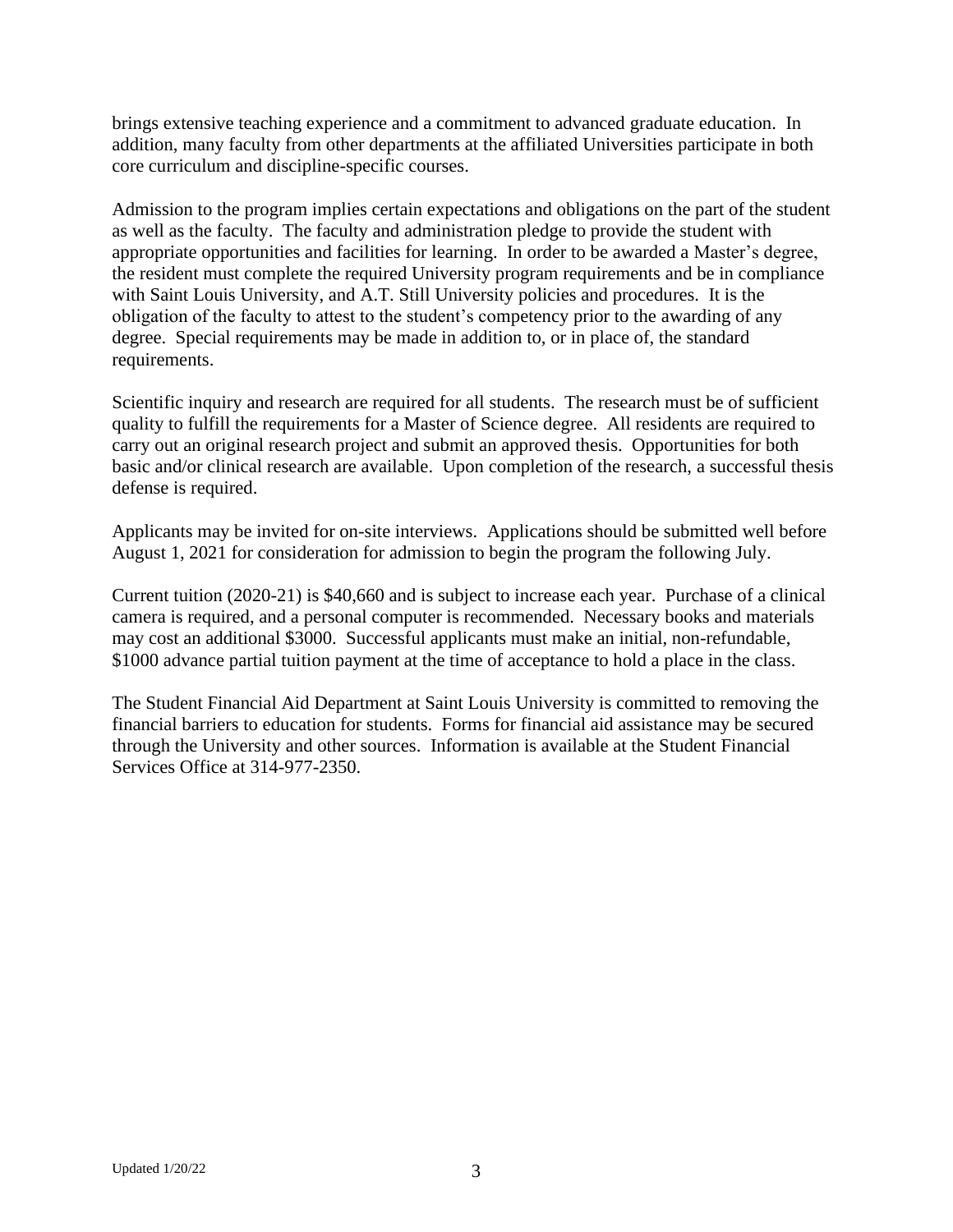brings extensive teaching experience and a commitment to advanced graduate education. In addition, many faculty from other departments at the affiliated Universities participate in both core curriculum and discipline-specific courses.

Admission to the program implies certain expectations and obligations on the part of the student as well as the faculty. The faculty and administration pledge to provide the student with appropriate opportunities and facilities for learning. In order to be awarded a Master's degree, the resident must complete the required University program requirements and be in compliance with Saint Louis University, and A.T. Still University policies and procedures. It is the obligation of the faculty to attest to the student's competency prior to the awarding of any degree. Special requirements may be made in addition to, or in place of, the standard requirements.

Scientific inquiry and research are required for all students. The research must be of sufficient quality to fulfill the requirements for a Master of Science degree. All residents are required to carry out an original research project and submit an approved thesis. Opportunities for both basic and/or clinical research are available. Upon completion of the research, a successful thesis defense is required.

Applicants may be invited for on-site interviews. Applications should be submitted well before August 1, 2021 for consideration for admission to begin the program the following July.

Current tuition (2020-21) is $40,660 and is subject to increase each year. Purchase of a clinical camera is required, and a personal computer is recommended. Necessary books and materials may cost an additional $3000. Successful applicants must make an initial, non-refundable, $1000 advance partial tuition payment at the time of acceptance to hold a place in the class.

The Student Financial Aid Department at Saint Louis University is committed to removing the financial barriers to education for students. Forms for financial aid assistance may be secured through the University and other sources. Information is available at the Student Financial Services Office at 314-977-2350.